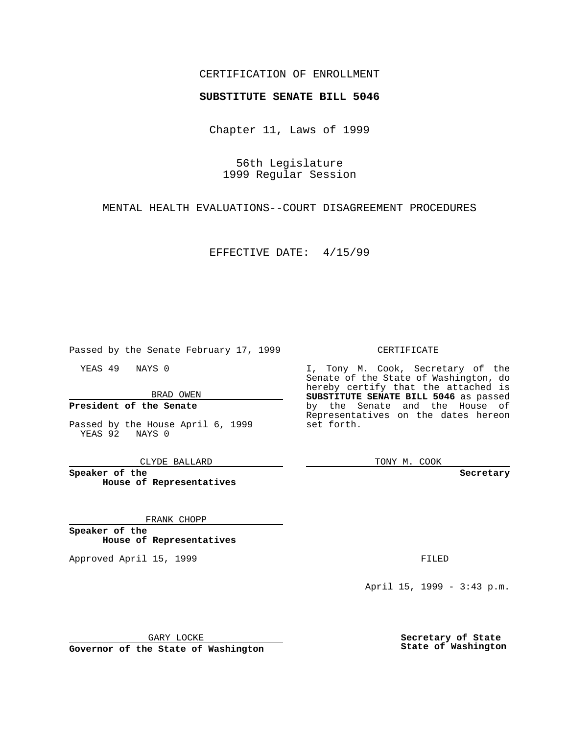CERTIFICATION OF ENROLLMENT

**SUBSTITUTE SENATE BILL 5046**

Chapter 11, Laws of 1999

56th Legislature
1999 Regular Session

MENTAL HEALTH EVALUATIONS--COURT DISAGREEMENT PROCEDURES

EFFECTIVE DATE: 4/15/99

Passed by the Senate February 17, 1999

YEAS 49 NAYS 0

BRAD OWEN

**President of the Senate**

Passed by the House April 6, 1999
YEAS 92 NAYS 0

CLYDE BALLARD

**Speaker of the House of Representatives**

FRANK CHOPP

**Speaker of the House of Representatives**

Approved April 15, 1999

GARY LOCKE

**Governor of the State of Washington**

CERTIFICATE

I, Tony M. Cook, Secretary of the Senate of the State of Washington, do hereby certify that the attached is **SUBSTITUTE SENATE BILL 5046** as passed by the Senate and the House of Representatives on the dates hereon set forth.

TONY M. COOK

**Secretary**

FILED

April 15, 1999 - 3:43 p.m.

**Secretary of State
State of Washington**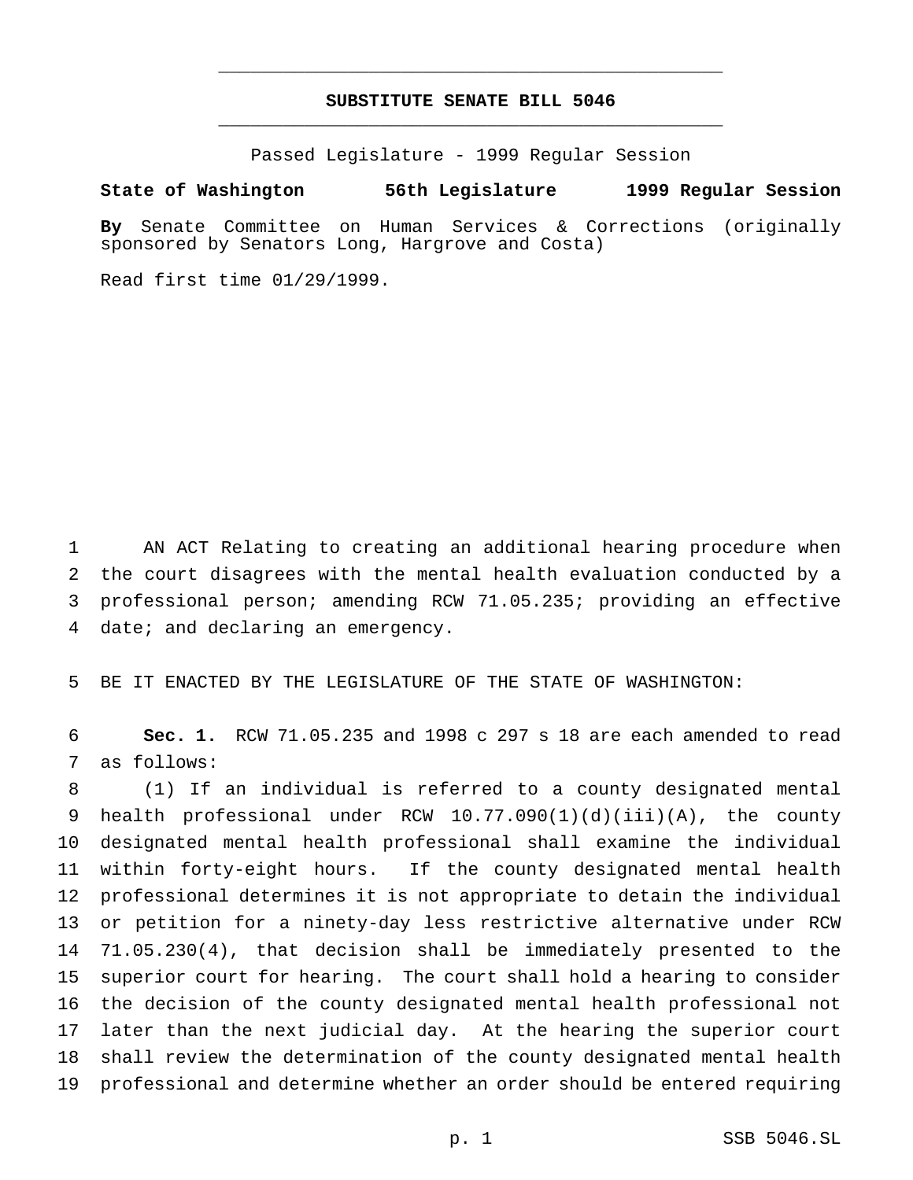**SUBSTITUTE SENATE BILL 5046**

Passed Legislature - 1999 Regular Session

**State of Washington 56th Legislature 1999 Regular Session**

**By** Senate Committee on Human Services & Corrections (originally sponsored by Senators Long, Hargrove and Costa)

Read first time 01/29/1999.

AN ACT Relating to creating an additional hearing procedure when the court disagrees with the mental health evaluation conducted by a professional person; amending RCW 71.05.235; providing an effective date; and declaring an emergency.

BE IT ENACTED BY THE LEGISLATURE OF THE STATE OF WASHINGTON:

**Sec. 1.** RCW 71.05.235 and 1998 c 297 s 18 are each amended to read as follows:

(1) If an individual is referred to a county designated mental health professional under RCW 10.77.090(1)(d)(iii)(A), the county designated mental health professional shall examine the individual within forty-eight hours. If the county designated mental health professional determines it is not appropriate to detain the individual or petition for a ninety-day less restrictive alternative under RCW 71.05.230(4), that decision shall be immediately presented to the superior court for hearing. The court shall hold a hearing to consider the decision of the county designated mental health professional not later than the next judicial day. At the hearing the superior court shall review the determination of the county designated mental health professional and determine whether an order should be entered requiring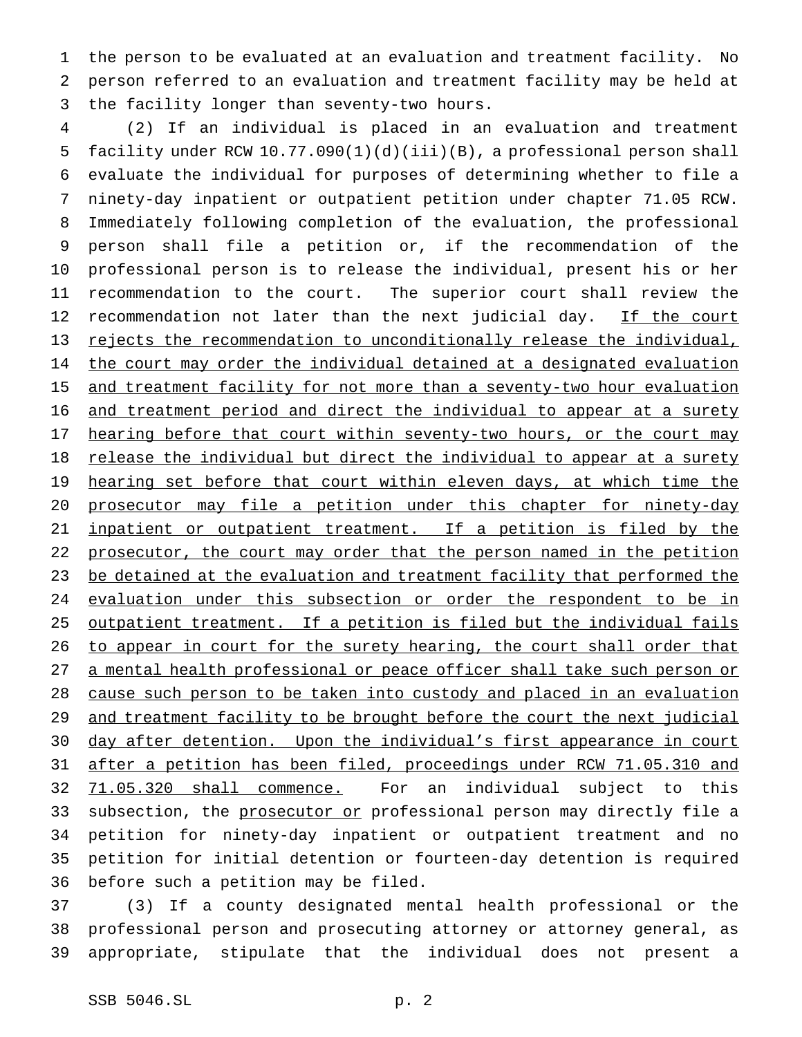the person to be evaluated at an evaluation and treatment facility. No person referred to an evaluation and treatment facility may be held at the facility longer than seventy-two hours.

(2) If an individual is placed in an evaluation and treatment facility under RCW 10.77.090(1)(d)(iii)(B), a professional person shall evaluate the individual for purposes of determining whether to file a ninety-day inpatient or outpatient petition under chapter 71.05 RCW. Immediately following completion of the evaluation, the professional person shall file a petition or, if the recommendation of the professional person is to release the individual, present his or her recommendation to the court. The superior court shall review the recommendation not later than the next judicial day. <u>If the court rejects the recommendation to unconditionally release the individual, the court may order the individual detained at a designated evaluation and treatment facility for not more than a seventy-two hour evaluation and treatment period and direct the individual to appear at a surety hearing before that court within seventy-two hours, or the court may release the individual but direct the individual to appear at a surety hearing set before that court within eleven days, at which time the prosecutor may file a petition under this chapter for ninety-day inpatient or outpatient treatment. If a petition is filed by the prosecutor, the court may order that the person named in the petition be detained at the evaluation and treatment facility that performed the evaluation under this subsection or order the respondent to be in outpatient treatment. If a petition is filed but the individual fails to appear in court for the surety hearing, the court shall order that a mental health professional or peace officer shall take such person or cause such person to be taken into custody and placed in an evaluation and treatment facility to be brought before the court the next judicial day after detention. Upon the individual's first appearance in court after a petition has been filed, proceedings under RCW 71.05.310 and 71.05.320 shall commence.</u> For an individual subject to this subsection, the <u>prosecutor or</u> professional person may directly file a petition for ninety-day inpatient or outpatient treatment and no petition for initial detention or fourteen-day detention is required before such a petition may be filed.

(3) If a county designated mental health professional or the professional person and prosecuting attorney or attorney general, as appropriate, stipulate that the individual does not present a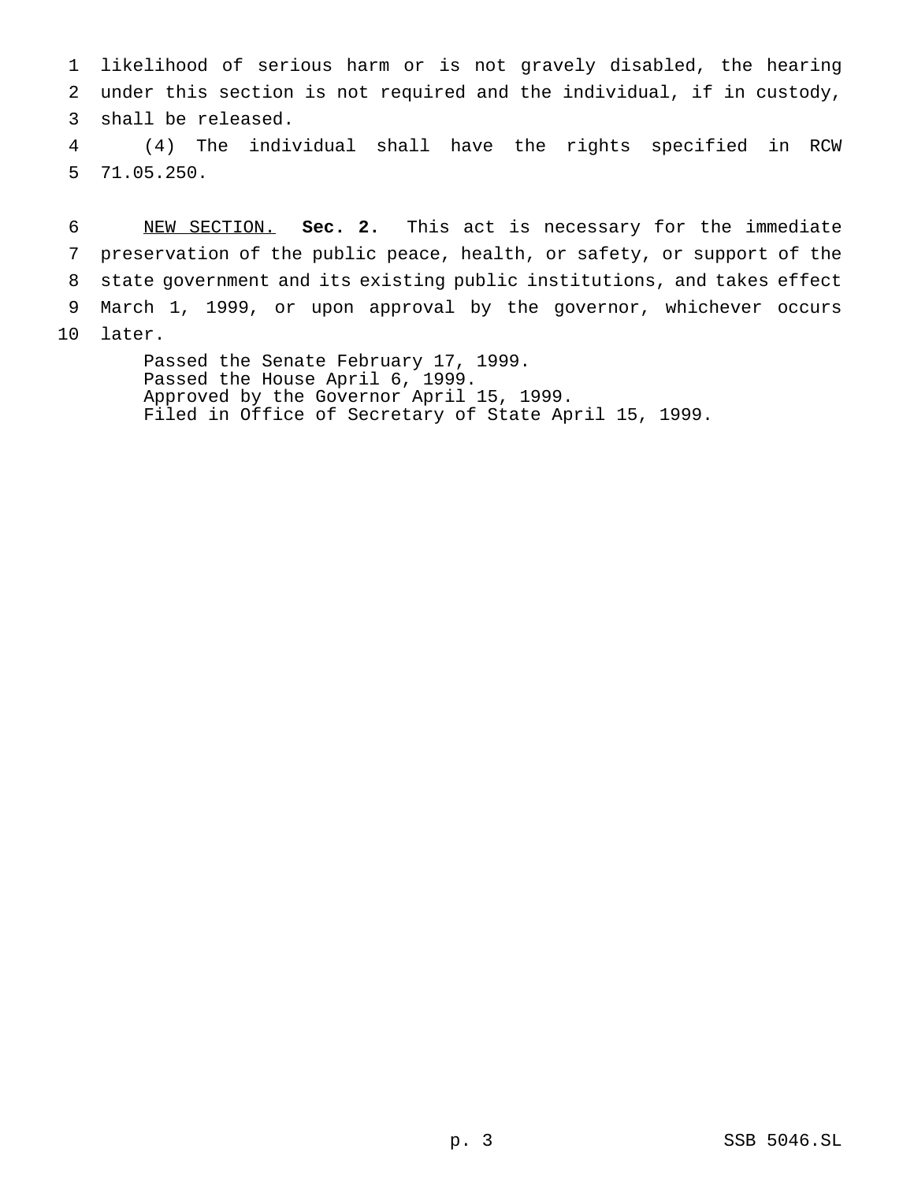likelihood of serious harm or is not gravely disabled, the hearing under this section is not required and the individual, if in custody, shall be released.

(4) The individual shall have the rights specified in RCW 71.05.250.

NEW SECTION. **Sec. 2.** This act is necessary for the immediate preservation of the public peace, health, or safety, or support of the state government and its existing public institutions, and takes effect March 1, 1999, or upon approval by the governor, whichever occurs later.

Passed the Senate February 17, 1999.
Passed the House April 6, 1999.
Approved by the Governor April 15, 1999.
Filed in Office of Secretary of State April 15, 1999.